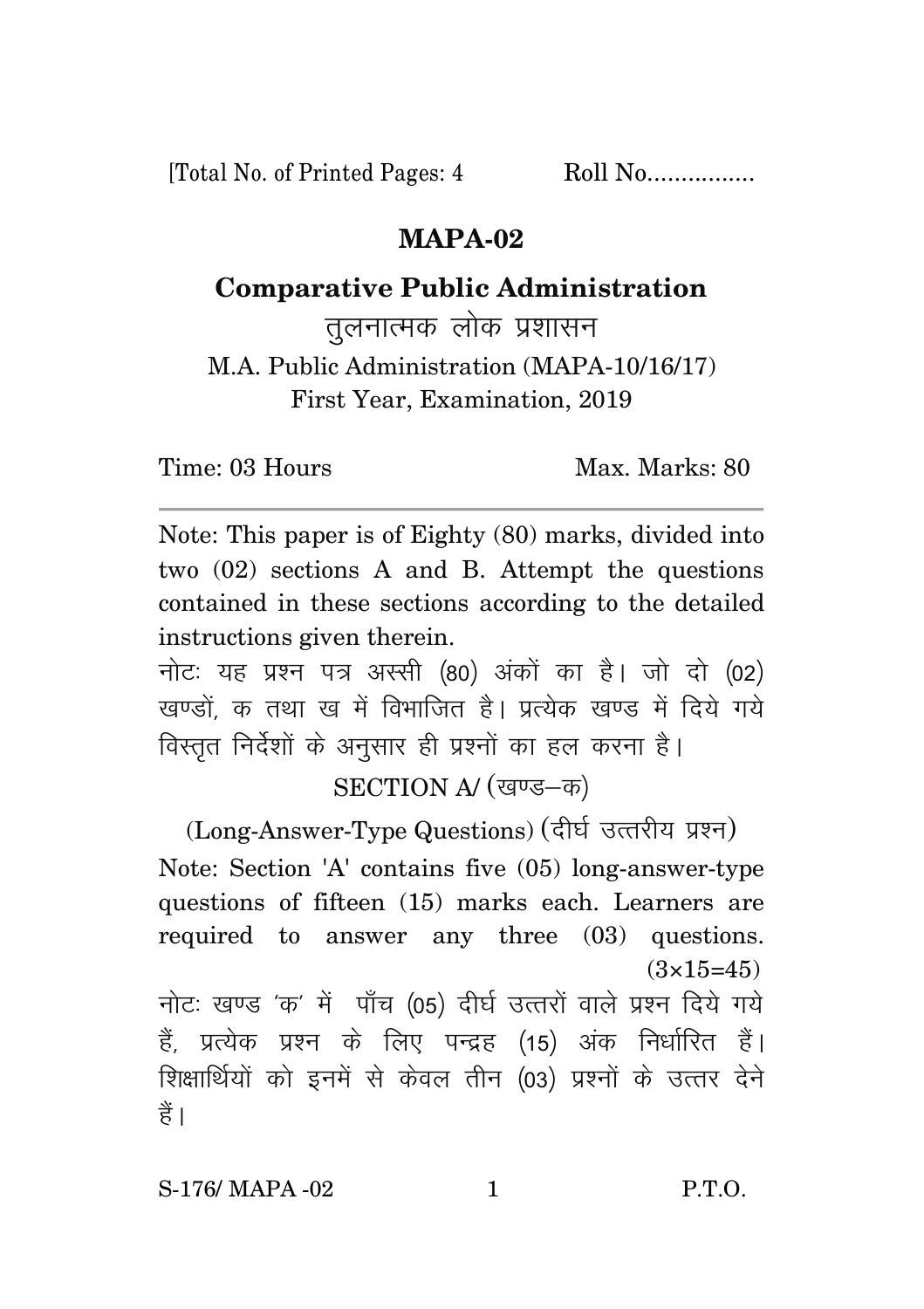[Total No. of Printed Pages: 4 Roll No................

# MAPA-02

## Comparative Public Administration

तुलनात्मक लोक प्रशासन

M.A. Public Administration (MAPA-10/16/17)
First Year, Examination, 2019

Time: 03 Hours Max. Marks: 80

---

Note: This paper is of Eighty (80) marks, divided into two (02) sections A and B. Attempt the questions contained in these sections according to the detailed instructions given therein.

नोटः यह प्रश्न पत्र अस्सी (80) अंकों का है। जो दो (02) खण्डों, क तथा ख में विभाजित है। प्रत्येक खण्ड में दिये गये विस्तृत निर्देशों के अनुसार ही प्रश्नों का हल करना है।

### SECTION A/ (खण्ड–क)

### (Long-Answer-Type Questions) (दीर्घ उत्तरीय प्रश्न)

Note: Section 'A' contains five (05) long-answer-type questions of fifteen (15) marks each. Learners are required to answer any three (03) questions. (3×15=45)

नोटः खण्ड 'क' में पाँच (05) दीर्घ उत्तरों वाले प्रश्न दिये गये हैं, प्रत्येक प्रश्न के लिए पन्द्रह (15) अंक निर्धारित हैं। शिक्षार्थियों को इनमें से केवल तीन (03) प्रश्नों के उत्तर देने हैं।

S-176/ MAPA -02 P.T.O.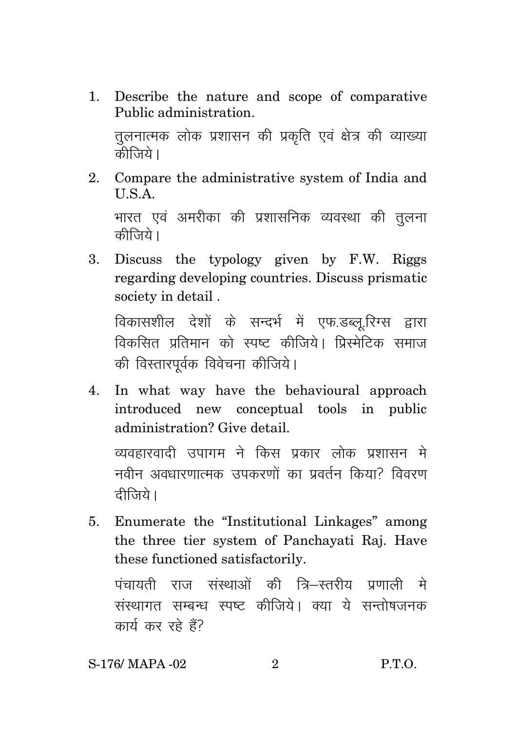1. Describe the nature and scope of comparative Public administration.

   तुलनात्मक लोक प्रशासन की प्रकृति एवं क्षेत्र की व्याख्या कीजिये।

2. Compare the administrative system of India and U.S.A.

   भारत एवं अमरीका की प्रशासनिक व्यवस्था की तुलना कीजिये।

3. Discuss the typology given by F.W. Riggs regarding developing countries. Discuss prismatic society in detail .

   विकासशील देशों के सन्दर्भ में एफ.डब्लू.रिग्स द्वारा विकसित प्रतिमान को स्पष्ट कीजिये। प्रिस्मेटिक समाज की विस्तारपूर्वक विवेचना कीजिये।

4. In what way have the behavioural approach introduced new conceptual tools in public administration? Give detail.

   व्यवहारवादी उपागम ने किस प्रकार लोक प्रशासन मे नवीन अवधारणात्मक उपकरणों का प्रवर्तन किया? विवरण दीजिये।

5. Enumerate the "Institutional Linkages" among the three tier system of Panchayati Raj. Have these functioned satisfactorily.

   पंचायती राज संस्थाओं की त्रि–स्तरीय प्रणाली मे संस्थागत सम्बन्ध स्पष्ट कीजिये। क्या ये सन्तोषजनक कार्य कर रहे हैं?

S-176/ MAPA -02 P.T.O.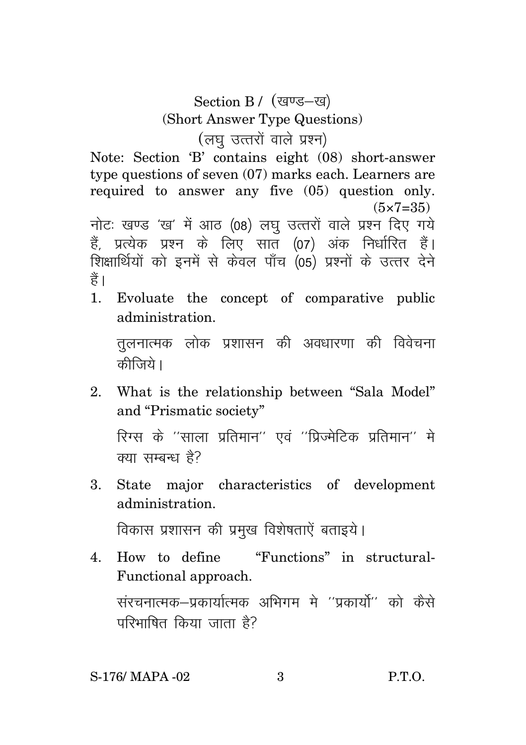## Section B / (खण्ड–ख)

### (Short Answer Type Questions)

### (लघु उत्तरों वाले प्रश्न)

Note: Section 'B' contains eight (08) short-answer type questions of seven (07) marks each. Learners are required to answer any five (05) question only. (5×7=35)

नोटः खण्ड 'ख' में आठ (08) लघु उत्तरों वाले प्रश्न दिए गये हैं, प्रत्येक प्रश्न के लिए सात (07) अंक निर्धारित हैं। शिक्षार्थियों को इनमें से केवल पाँच (05) प्रश्नों के उत्तर देने हैं।

1. Evoluate the concept of comparative public administration.

   तुलनात्मक लोक प्रशासन की अवधारणा की विवेचना कीजिये।

2. What is the relationship between "Sala Model" and "Prismatic society"

   रिग्स के ''साला प्रतिमान'' एवं ''प्रिज्मेटिक प्रतिमान'' मे क्या सम्बन्ध है?

3. State major characteristics of development administration.

   विकास प्रशासन की प्रमुख विशेषताऐं बताइये।

4. How to define "Functions" in structural-Functional approach.

   संरचनात्मक–प्रकार्यात्मक अभिगम मे ''प्रकार्यो'' को कैसे परिभाषित किया जाता है?

S-176/ MAPA -02 P.T.O.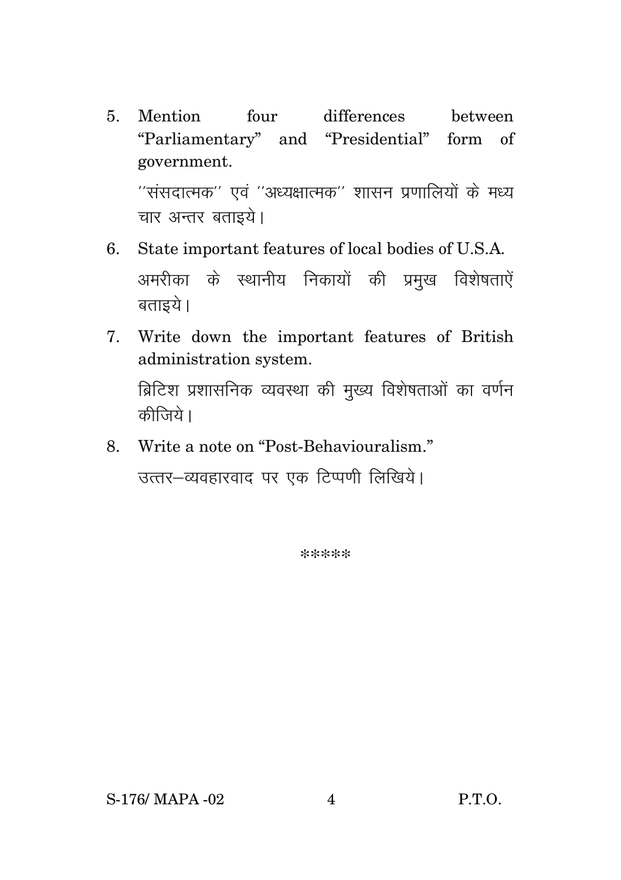5. Mention four differences between "Parliamentary" and "Presidential" form of government.

   ''संसदात्मक'' एवं ''अध्यक्षात्मक'' शासन प्रणालियों के मध्य चार अन्तर बताइये।

6. State important features of local bodies of U.S.A.

   अमरीका के स्थानीय निकायों की प्रमुख विशेषताऐं बताइये।

7. Write down the important features of British administration system.

   ब्रिटिश प्रशासनिक व्यवस्था की मुख्य विशेषताओं का वर्णन कीजिये।

8. Write a note on "Post-Behaviouralism."

   उत्तर–व्यवहारवाद पर एक टिप्पणी लिखिये।

*****

S-176/ MAPA -02

P.T.O.